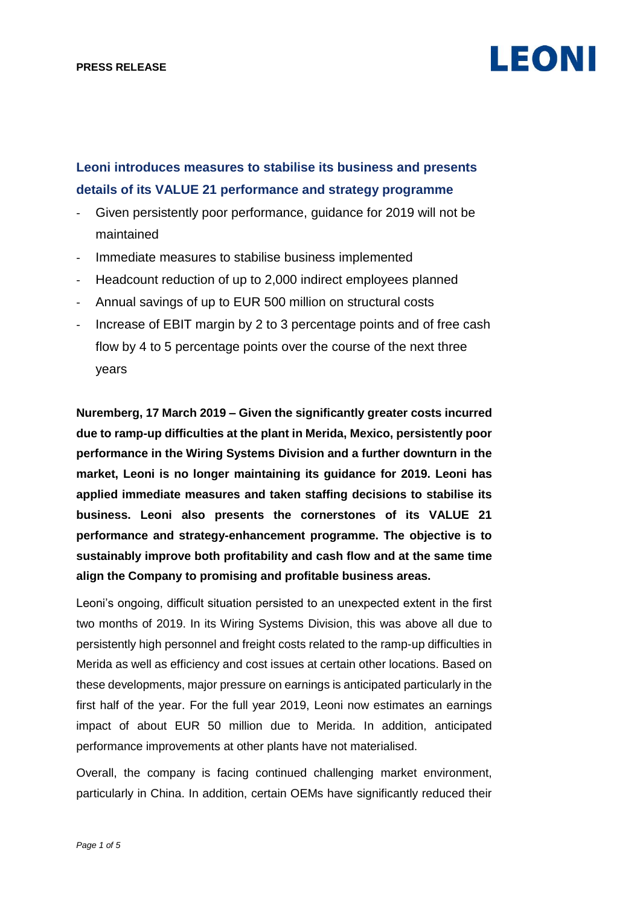**PRESS RELEASE**

LEONI

# Leoni introduces measures to stabilise its business and presents details of its VALUE 21 performance and strategy programme

- Given persistently poor performance, guidance for 2019 will not be maintained
- Immediate measures to stabilise business implemented
- Headcount reduction of up to 2,000 indirect employees planned
- Annual savings of up to EUR 500 million on structural costs
- Increase of EBIT margin by 2 to 3 percentage points and of free cash flow by 4 to 5 percentage points over the course of the next three years

**Nuremberg, 17 March 2019 – Given the significantly greater costs incurred due to ramp-up difficulties at the plant in Merida, Mexico, persistently poor performance in the Wiring Systems Division and a further downturn in the market, Leoni is no longer maintaining its guidance for 2019. Leoni has applied immediate measures and taken staffing decisions to stabilise its business. Leoni also presents the cornerstones of its VALUE 21 performance and strategy-enhancement programme. The objective is to sustainably improve both profitability and cash flow and at the same time align the Company to promising and profitable business areas.**

Leoni's ongoing, difficult situation persisted to an unexpected extent in the first two months of 2019. In its Wiring Systems Division, this was above all due to persistently high personnel and freight costs related to the ramp-up difficulties in Merida as well as efficiency and cost issues at certain other locations. Based on these developments, major pressure on earnings is anticipated particularly in the first half of the year. For the full year 2019, Leoni now estimates an earnings impact of about EUR 50 million due to Merida. In addition, anticipated performance improvements at other plants have not materialised.

Overall, the company is facing continued challenging market environment, particularly in China. In addition, certain OEMs have significantly reduced their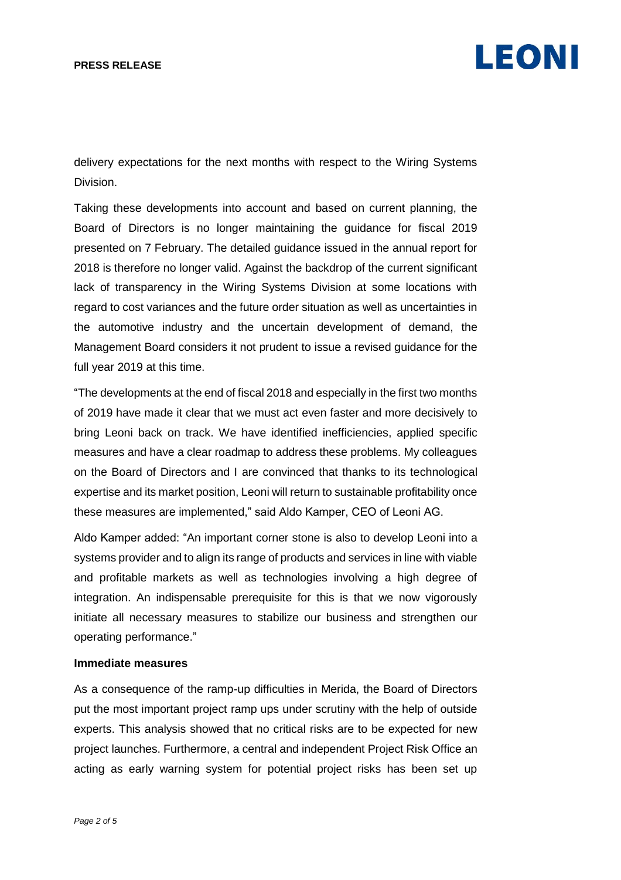delivery expectations for the next months with respect to the Wiring Systems Division.

Taking these developments into account and based on current planning, the Board of Directors is no longer maintaining the guidance for fiscal 2019 presented on 7 February. The detailed guidance issued in the annual report for 2018 is therefore no longer valid. Against the backdrop of the current significant lack of transparency in the Wiring Systems Division at some locations with regard to cost variances and the future order situation as well as uncertainties in the automotive industry and the uncertain development of demand, the Management Board considers it not prudent to issue a revised guidance for the full year 2019 at this time.

"The developments at the end of fiscal 2018 and especially in the first two months of 2019 have made it clear that we must act even faster and more decisively to bring Leoni back on track. We have identified inefficiencies, applied specific measures and have a clear roadmap to address these problems. My colleagues on the Board of Directors and I are convinced that thanks to its technological expertise and its market position, Leoni will return to sustainable profitability once these measures are implemented," said Aldo Kamper, CEO of Leoni AG.

Aldo Kamper added: "An important corner stone is also to develop Leoni into a systems provider and to align its range of products and services in line with viable and profitable markets as well as technologies involving a high degree of integration. An indispensable prerequisite for this is that we now vigorously initiate all necessary measures to stabilize our business and strengthen our operating performance."

**Immediate measures**

As a consequence of the ramp-up difficulties in Merida, the Board of Directors put the most important project ramp ups under scrutiny with the help of outside experts. This analysis showed that no critical risks are to be expected for new project launches. Furthermore, a central and independent Project Risk Office an acting as early warning system for potential project risks has been set up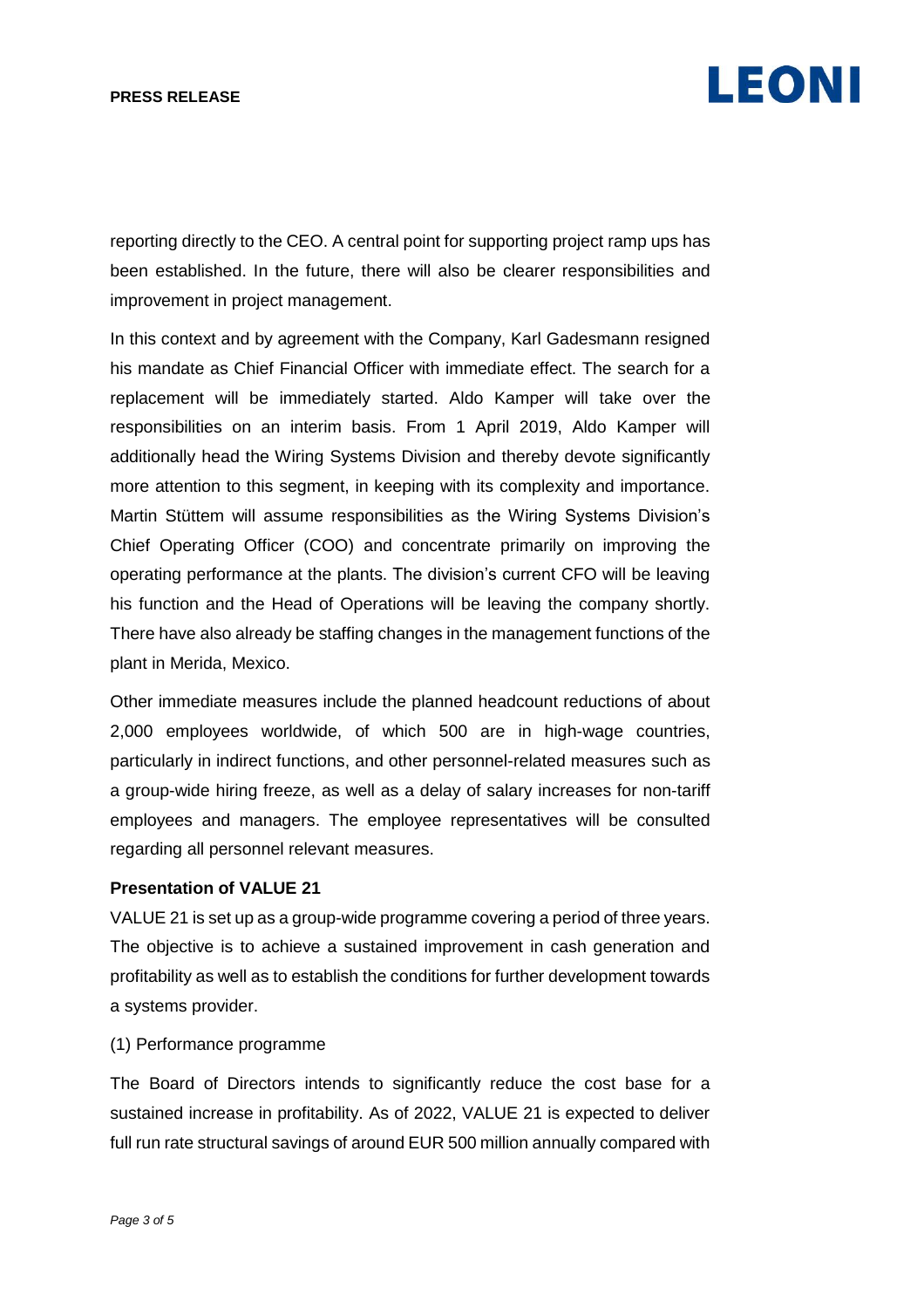reporting directly to the CEO. A central point for supporting project ramp ups has been established. In the future, there will also be clearer responsibilities and improvement in project management.

In this context and by agreement with the Company, Karl Gadesmann resigned his mandate as Chief Financial Officer with immediate effect. The search for a replacement will be immediately started. Aldo Kamper will take over the responsibilities on an interim basis. From 1 April 2019, Aldo Kamper will additionally head the Wiring Systems Division and thereby devote significantly more attention to this segment, in keeping with its complexity and importance. Martin Stüttem will assume responsibilities as the Wiring Systems Division's Chief Operating Officer (COO) and concentrate primarily on improving the operating performance at the plants. The division's current CFO will be leaving his function and the Head of Operations will be leaving the company shortly. There have also already be staffing changes in the management functions of the plant in Merida, Mexico.

Other immediate measures include the planned headcount reductions of about 2,000 employees worldwide, of which 500 are in high-wage countries, particularly in indirect functions, and other personnel-related measures such as a group-wide hiring freeze, as well as a delay of salary increases for non-tariff employees and managers. The employee representatives will be consulted regarding all personnel relevant measures.

**Presentation of VALUE 21**

VALUE 21 is set up as a group-wide programme covering a period of three years. The objective is to achieve a sustained improvement in cash generation and profitability as well as to establish the conditions for further development towards a systems provider.

(1) Performance programme

The Board of Directors intends to significantly reduce the cost base for a sustained increase in profitability. As of 2022, VALUE 21 is expected to deliver full run rate structural savings of around EUR 500 million annually compared with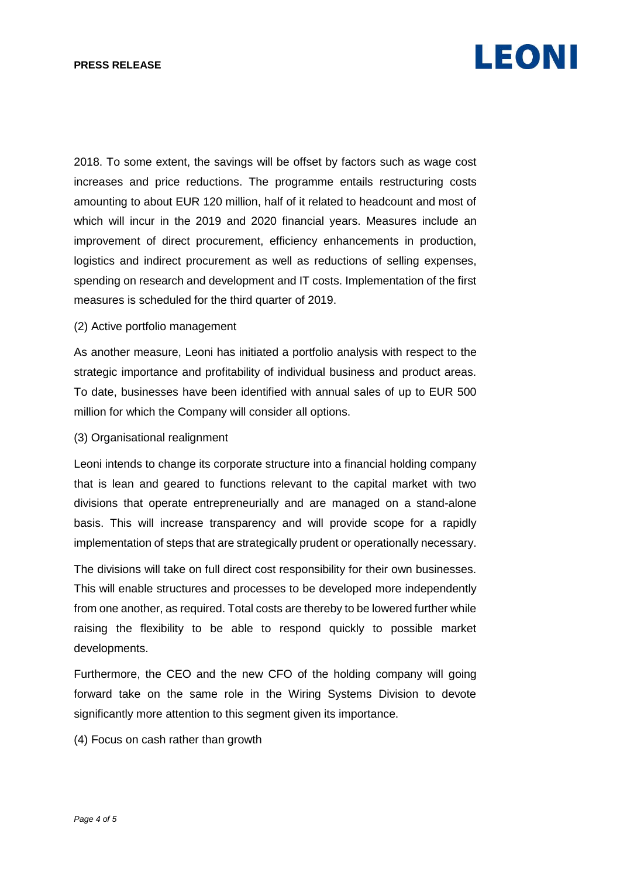2018. To some extent, the savings will be offset by factors such as wage cost increases and price reductions. The programme entails restructuring costs amounting to about EUR 120 million, half of it related to headcount and most of which will incur in the 2019 and 2020 financial years. Measures include an improvement of direct procurement, efficiency enhancements in production, logistics and indirect procurement as well as reductions of selling expenses, spending on research and development and IT costs. Implementation of the first measures is scheduled for the third quarter of 2019.

(2) Active portfolio management

As another measure, Leoni has initiated a portfolio analysis with respect to the strategic importance and profitability of individual business and product areas. To date, businesses have been identified with annual sales of up to EUR 500 million for which the Company will consider all options.

(3) Organisational realignment

Leoni intends to change its corporate structure into a financial holding company that is lean and geared to functions relevant to the capital market with two divisions that operate entrepreneurially and are managed on a stand-alone basis. This will increase transparency and will provide scope for a rapidly implementation of steps that are strategically prudent or operationally necessary.

The divisions will take on full direct cost responsibility for their own businesses. This will enable structures and processes to be developed more independently from one another, as required. Total costs are thereby to be lowered further while raising the flexibility to be able to respond quickly to possible market developments.

Furthermore, the CEO and the new CFO of the holding company will going forward take on the same role in the Wiring Systems Division to devote significantly more attention to this segment given its importance.

(4) Focus on cash rather than growth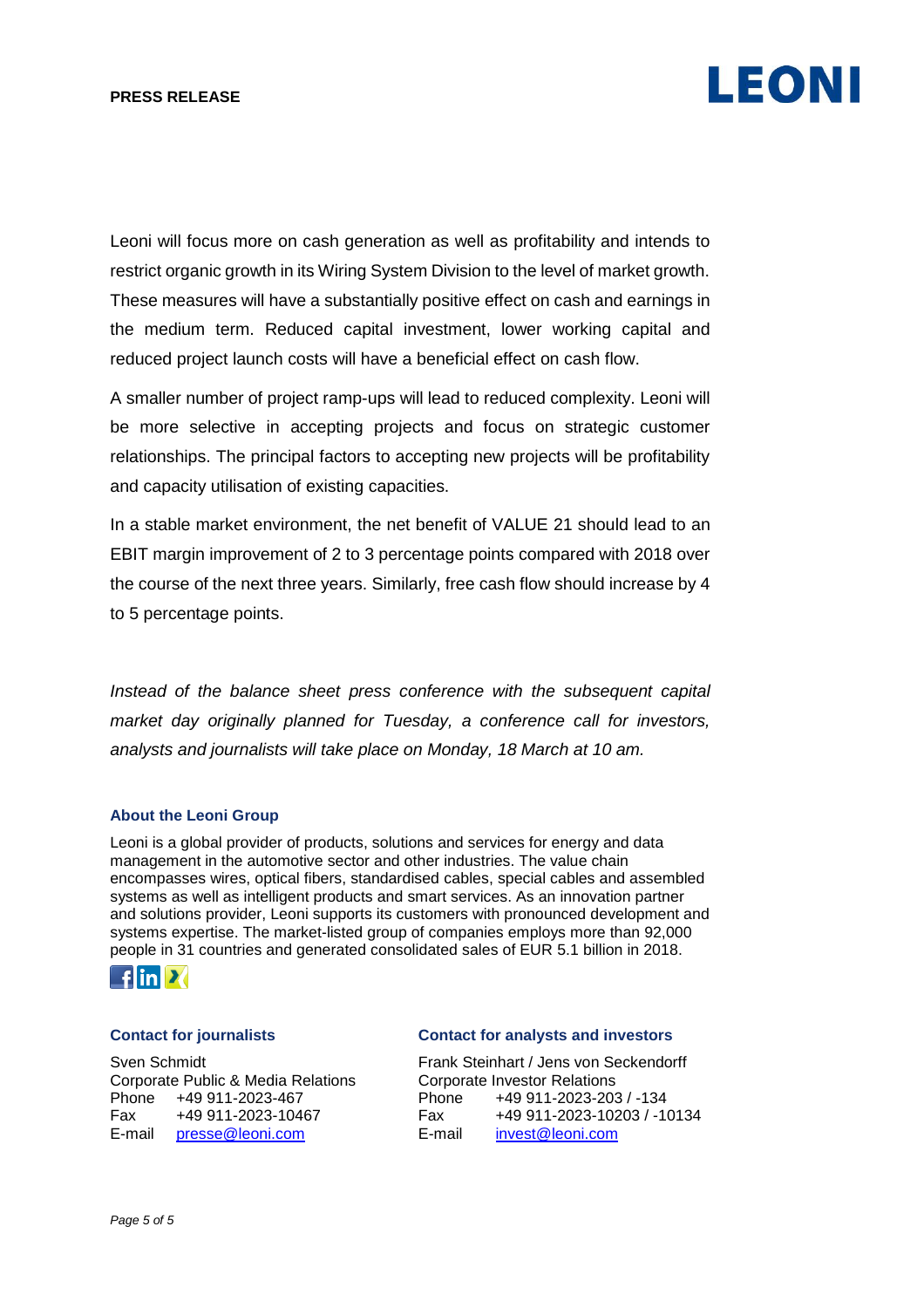Leoni will focus more on cash generation as well as profitability and intends to restrict organic growth in its Wiring System Division to the level of market growth. These measures will have a substantially positive effect on cash and earnings in the medium term. Reduced capital investment, lower working capital and reduced project launch costs will have a beneficial effect on cash flow.

A smaller number of project ramp-ups will lead to reduced complexity. Leoni will be more selective in accepting projects and focus on strategic customer relationships. The principal factors to accepting new projects will be profitability and capacity utilisation of existing capacities.

In a stable market environment, the net benefit of VALUE 21 should lead to an EBIT margin improvement of 2 to 3 percentage points compared with 2018 over the course of the next three years. Similarly, free cash flow should increase by 4 to 5 percentage points.

*Instead of the balance sheet press conference with the subsequent capital market day originally planned for Tuesday, a conference call for investors, analysts and journalists will take place on Monday, 18 March at 10 am.*

### About the Leoni Group

Leoni is a global provider of products, solutions and services for energy and data management in the automotive sector and other industries. The value chain encompasses wires, optical fibers, standardised cables, special cables and assembled systems as well as intelligent products and smart services. As an innovation partner and solutions provider, Leoni supports its customers with pronounced development and systems expertise. The market-listed group of companies employs more than 92,000 people in 31 countries and generated consolidated sales of EUR 5.1 billion in 2018.

### Contact for journalists

Sven Schmidt
Corporate Public & Media Relations
Phone +49 911-2023-467
Fax +49 911-2023-10467
E-mail presse@leoni.com

### Contact for analysts and investors

Frank Steinhart / Jens von Seckendorff
Corporate Investor Relations
Phone +49 911-2023-203 / -134
Fax +49 911-2023-10203 / -10134
E-mail invest@leoni.com